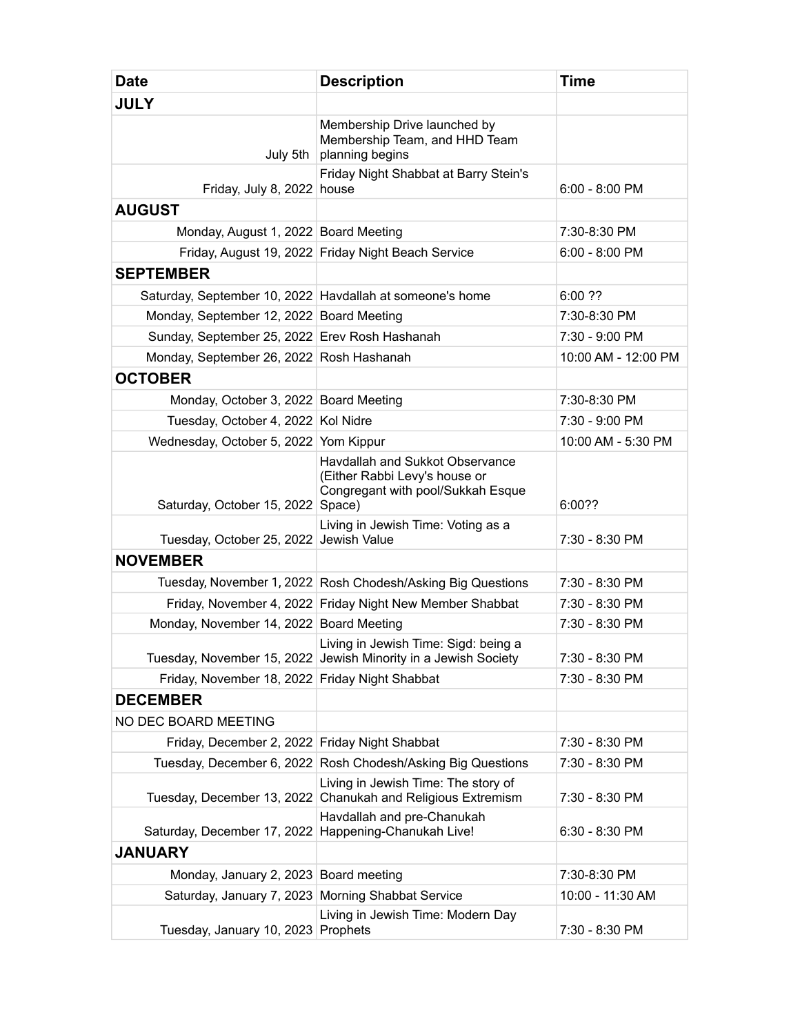| Date | Description | Time |
|---|---|---|
| **JULY** | | |
| July 5th | Membership Drive launched by Membership Team, and HHD Team planning begins | |
| Friday, July 8, 2022 | Friday Night Shabbat at Barry Stein's house | 6:00 - 8:00 PM |
| **AUGUST** | | |
| Monday, August 1, 2022 | Board Meeting | 7:30-8:30 PM |
| Friday, August 19, 2022 | Friday Night Beach Service | 6:00 - 8:00 PM |
| **SEPTEMBER** | | |
| Saturday, September 10, 2022 | Havdallah at someone's home | 6:00 ?? |
| Monday, September 12, 2022 | Board Meeting | 7:30-8:30 PM |
| Sunday, September 25, 2022 | Erev Rosh Hashanah | 7:30 - 9:00 PM |
| Monday, September 26, 2022 | Rosh Hashanah | 10:00 AM - 12:00 PM |
| **OCTOBER** | | |
| Monday, October 3, 2022 | Board Meeting | 7:30-8:30 PM |
| Tuesday, October 4, 2022 | Kol Nidre | 7:30 - 9:00 PM |
| Wednesday, October 5, 2022 | Yom Kippur | 10:00 AM - 5:30 PM |
| Saturday, October 15, 2022 | Havdallah and Sukkot Observance (Either Rabbi Levy's house or Congregant with pool/Sukkah Esque Space) | 6:00?? |
| Tuesday, October 25, 2022 | Living in Jewish Time: Voting as a Jewish Value | 7:30 - 8:30 PM |
| **NOVEMBER** | | |
| Tuesday, November 1, 2022 | Rosh Chodesh/Asking Big Questions | 7:30 - 8:30 PM |
| Friday, November 4, 2022 | Friday Night New Member Shabbat | 7:30 - 8:30 PM |
| Monday, November 14, 2022 | Board Meeting | 7:30 - 8:30 PM |
| Tuesday, November 15, 2022 | Living in Jewish Time: Sigd: being a Jewish Minority in a Jewish Society | 7:30 - 8:30 PM |
| Friday, November 18, 2022 | Friday Night Shabbat | 7:30 - 8:30 PM |
| **DECEMBER** | | |
| NO DEC BOARD MEETING | | |
| Friday, December 2, 2022 | Friday Night Shabbat | 7:30 - 8:30 PM |
| Tuesday, December 6, 2022 | Rosh Chodesh/Asking Big Questions | 7:30 - 8:30 PM |
| Tuesday, December 13, 2022 | Living in Jewish Time: The story of Chanukah and Religious Extremism | 7:30 - 8:30 PM |
| Saturday, December 17, 2022 | Havdallah and pre-Chanukah Happening-Chanukah Live! | 6:30 - 8:30 PM |
| **JANUARY** | | |
| Monday, January 2, 2023 | Board meeting | 7:30-8:30 PM |
| Saturday, January 7, 2023 | Morning Shabbat Service | 10:00 - 11:30 AM |
| Tuesday, January 10, 2023 | Living in Jewish Time: Modern Day Prophets | 7:30 - 8:30 PM |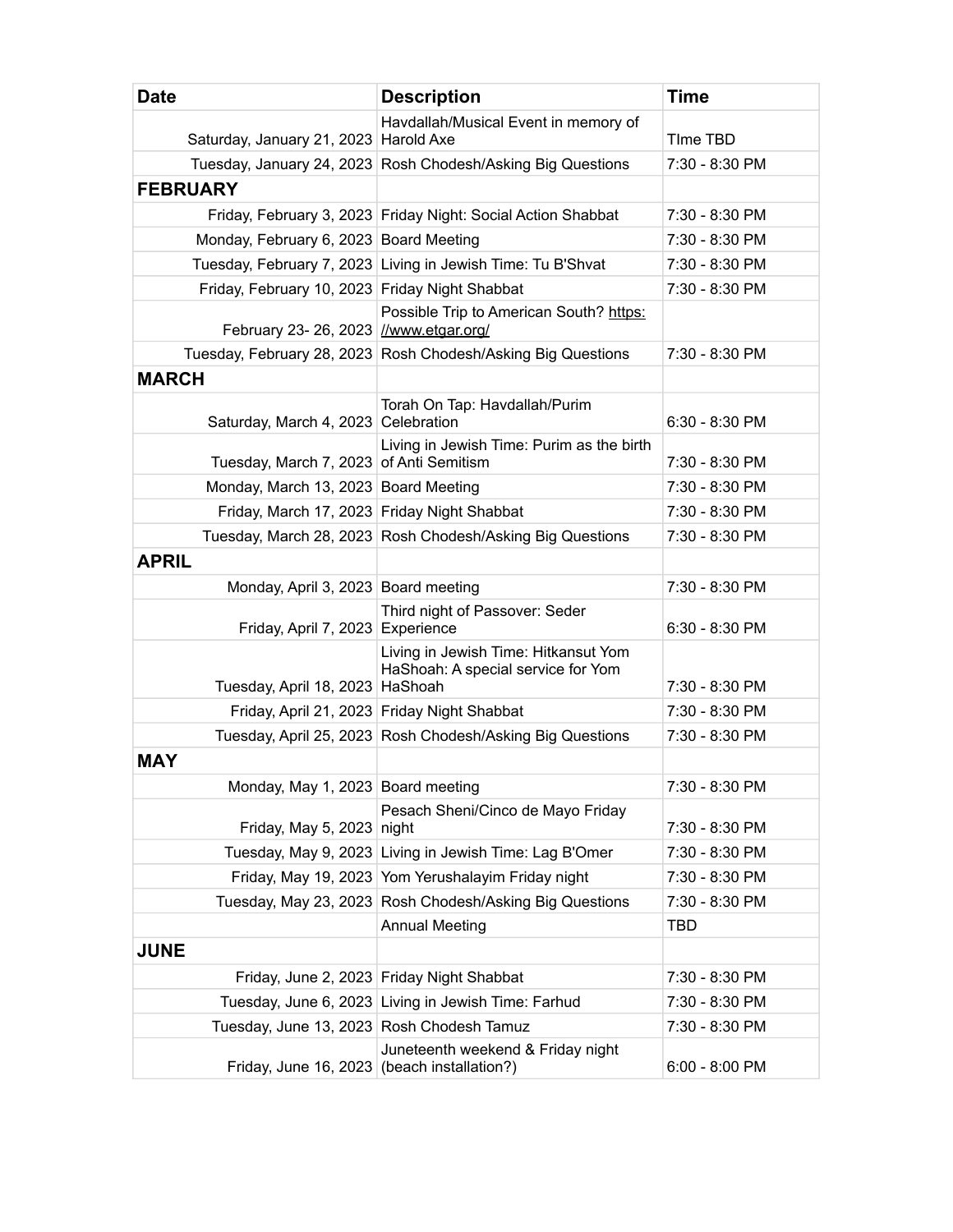| Date | Description | Time |
|---|---|---|
| Saturday, January 21, 2023 | Havdallah/Musical Event in memory of Harold Axe | TIme TBD |
| Tuesday, January 24, 2023 | Rosh Chodesh/Asking Big Questions | 7:30 - 8:30 PM |
| **FEBRUARY** | | |
| Friday, February 3, 2023 | Friday Night: Social Action Shabbat | 7:30 - 8:30 PM |
| Monday, February 6, 2023 | Board Meeting | 7:30 - 8:30 PM |
| Tuesday, February 7, 2023 | Living in Jewish Time: Tu B'Shvat | 7:30 - 8:30 PM |
| Friday, February 10, 2023 | Friday Night Shabbat | 7:30 - 8:30 PM |
| February 23- 26, 2023 | Possible Trip to American South? https://www.etgar.org/ | |
| Tuesday, February 28, 2023 | Rosh Chodesh/Asking Big Questions | 7:30 - 8:30 PM |
| **MARCH** | | |
| Saturday, March 4, 2023 | Torah On Tap: Havdallah/Purim Celebration | 6:30 - 8:30 PM |
| Tuesday, March 7, 2023 | Living in Jewish Time: Purim as the birth of Anti Semitism | 7:30 - 8:30 PM |
| Monday, March 13, 2023 | Board Meeting | 7:30 - 8:30 PM |
| Friday, March 17, 2023 | Friday Night Shabbat | 7:30 - 8:30 PM |
| Tuesday, March 28, 2023 | Rosh Chodesh/Asking Big Questions | 7:30 - 8:30 PM |
| **APRIL** | | |
| Monday, April 3, 2023 | Board meeting | 7:30 - 8:30 PM |
| Friday, April 7, 2023 | Third night of Passover: Seder Experience | 6:30 - 8:30 PM |
| Tuesday, April 18, 2023 | Living in Jewish Time: Hitkansut Yom HaShoah: A special service for Yom HaShoah | 7:30 - 8:30 PM |
| Friday, April 21, 2023 | Friday Night Shabbat | 7:30 - 8:30 PM |
| Tuesday, April 25, 2023 | Rosh Chodesh/Asking Big Questions | 7:30 - 8:30 PM |
| **MAY** | | |
| Monday, May 1, 2023 | Board meeting | 7:30 - 8:30 PM |
| Friday, May 5, 2023 | Pesach Sheni/Cinco de Mayo Friday night | 7:30 - 8:30 PM |
| Tuesday, May 9, 2023 | Living in Jewish Time: Lag B'Omer | 7:30 - 8:30 PM |
| Friday, May 19, 2023 | Yom Yerushalayim Friday night | 7:30 - 8:30 PM |
| Tuesday, May 23, 2023 | Rosh Chodesh/Asking Big Questions | 7:30 - 8:30 PM |
| | Annual Meeting | TBD |
| **JUNE** | | |
| Friday, June 2, 2023 | Friday Night Shabbat | 7:30 - 8:30 PM |
| Tuesday, June 6, 2023 | Living in Jewish Time: Farhud | 7:30 - 8:30 PM |
| Tuesday, June 13, 2023 | Rosh Chodesh Tamuz | 7:30 - 8:30 PM |
| Friday, June 16, 2023 | Juneteenth weekend & Friday night (beach installation?) | 6:00 - 8:00 PM |